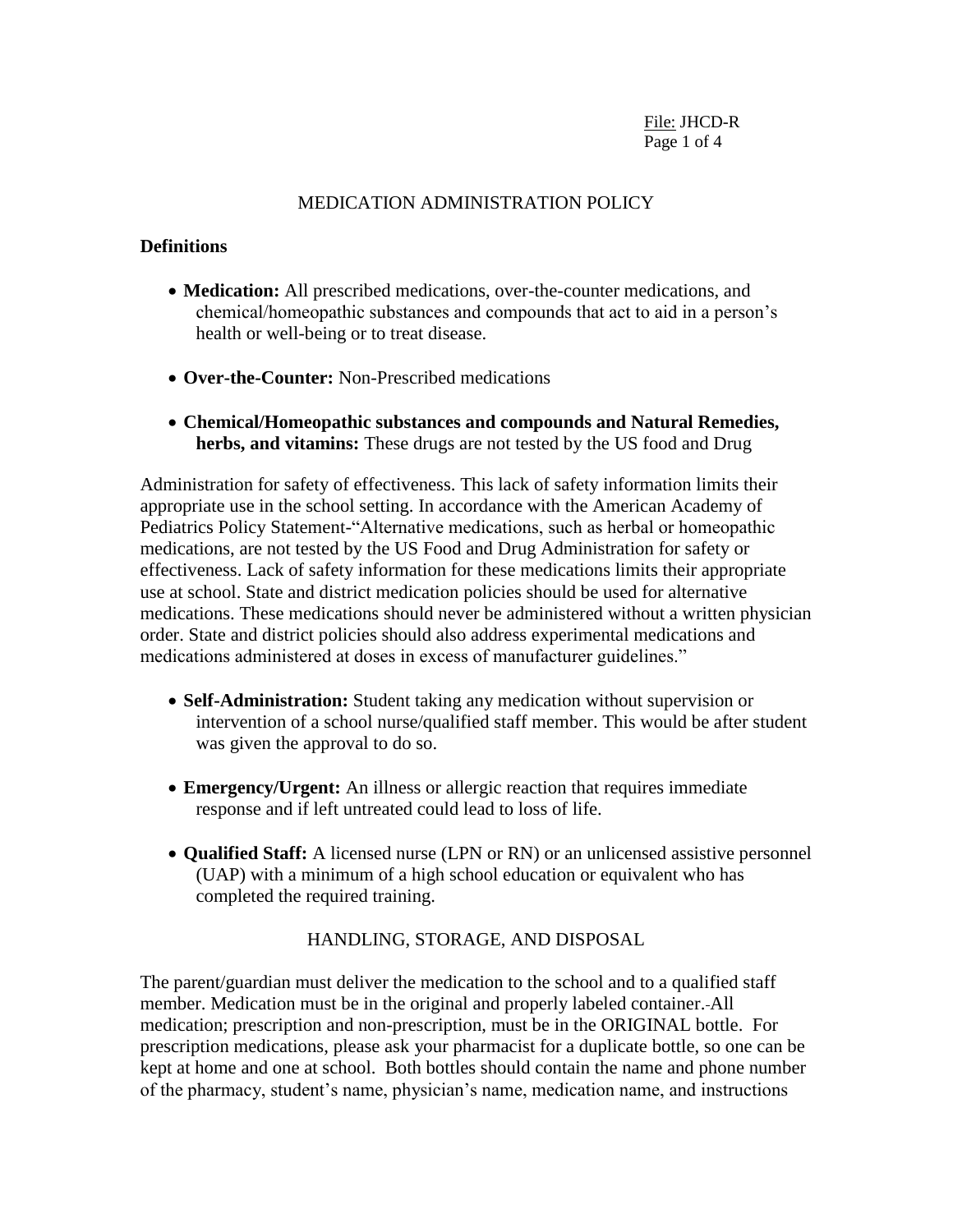# MEDICATION ADMINISTRATION POLICY

## Definitions

- **Medication:** All prescribed medications, over-the-counter medications, and chemical/homeopathic substances and compounds that act to aid in a person's health or well-being or to treat disease.

- **Over-the-Counter:** Non-Prescribed medications

- **Chemical/Homeopathic substances and compounds and Natural Remedies, herbs, and vitamins:** These drugs are not tested by the US food and Drug

Administration for safety of effectiveness. This lack of safety information limits their appropriate use in the school setting. In accordance with the American Academy of Pediatrics Policy Statement-"Alternative medications, such as herbal or homeopathic medications, are not tested by the US Food and Drug Administration for safety or effectiveness. Lack of safety information for these medications limits their appropriate use at school. State and district medication policies should be used for alternative medications. These medications should never be administered without a written physician order. State and district policies should also address experimental medications and medications administered at doses in excess of manufacturer guidelines."

- **Self-Administration:** Student taking any medication without supervision or intervention of a school nurse/qualified staff member. This would be after student was given the approval to do so.

- **Emergency/Urgent:** An illness or allergic reaction that requires immediate response and if left untreated could lead to loss of life.

- **Qualified Staff:** A licensed nurse (LPN or RN) or an unlicensed assistive personnel (UAP) with a minimum of a high school education or equivalent who has completed the required training.

## HANDLING, STORAGE, AND DISPOSAL

The parent/guardian must deliver the medication to the school and to a qualified staff member. Medication must be in the original and properly labeled container. All medication; prescription and non-prescription, must be in the ORIGINAL bottle. For prescription medications, please ask your pharmacist for a duplicate bottle, so one can be kept at home and one at school. Both bottles should contain the name and phone number of the pharmacy, student's name, physician's name, medication name, and instructions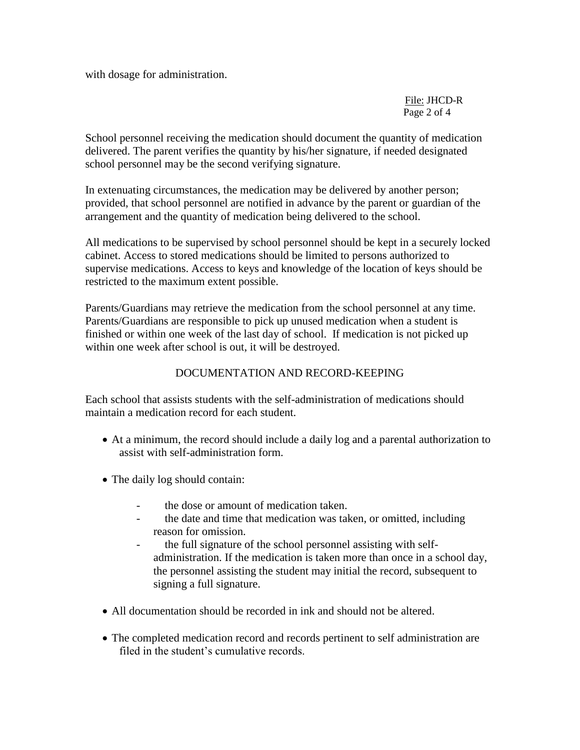with dosage for administration.

School personnel receiving the medication should document the quantity of medication delivered. The parent verifies the quantity by his/her signature, if needed designated school personnel may be the second verifying signature.

In extenuating circumstances, the medication may be delivered by another person; provided, that school personnel are notified in advance by the parent or guardian of the arrangement and the quantity of medication being delivered to the school.

All medications to be supervised by school personnel should be kept in a securely locked cabinet. Access to stored medications should be limited to persons authorized to supervise medications. Access to keys and knowledge of the location of keys should be restricted to the maximum extent possible.

Parents/Guardians may retrieve the medication from the school personnel at any time. Parents/Guardians are responsible to pick up unused medication when a student is finished or within one week of the last day of school. If medication is not picked up within one week after school is out, it will be destroyed.

## DOCUMENTATION AND RECORD-KEEPING

Each school that assists students with the self-administration of medications should maintain a medication record for each student.

- At a minimum, the record should include a daily log and a parental authorization to assist with self-administration form.
- The daily log should contain:
  - the dose or amount of medication taken.
  - the date and time that medication was taken, or omitted, including reason for omission.
  - the full signature of the school personnel assisting with self-administration. If the medication is taken more than once in a school day, the personnel assisting the student may initial the record, subsequent to signing a full signature.
- All documentation should be recorded in ink and should not be altered.
- The completed medication record and records pertinent to self administration are filed in the student's cumulative records.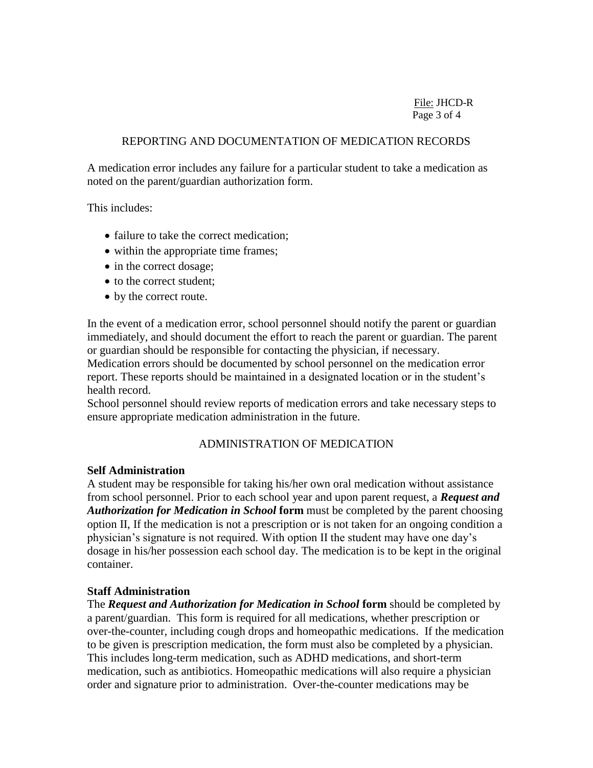## REPORTING AND DOCUMENTATION OF MEDICATION RECORDS

A medication error includes any failure for a particular student to take a medication as noted on the parent/guardian authorization form.

This includes:

- failure to take the correct medication;
- within the appropriate time frames;
- in the correct dosage;
- to the correct student;
- by the correct route.

In the event of a medication error, school personnel should notify the parent or guardian immediately, and should document the effort to reach the parent or guardian. The parent or guardian should be responsible for contacting the physician, if necessary. Medication errors should be documented by school personnel on the medication error report. These reports should be maintained in a designated location or in the student's health record.
School personnel should review reports of medication errors and take necessary steps to ensure appropriate medication administration in the future.

## ADMINISTRATION OF MEDICATION

**Self Administration**
A student may be responsible for taking his/her own oral medication without assistance from school personnel. Prior to each school year and upon parent request, a ***Request and Authorization for Medication in School*** **form** must be completed by the parent choosing option II, If the medication is not a prescription or is not taken for an ongoing condition a physician's signature is not required. With option II the student may have one day's dosage in his/her possession each school day. The medication is to be kept in the original container.

**Staff Administration**
The ***Request and Authorization for Medication in School*** **form** should be completed by a parent/guardian. This form is required for all medications, whether prescription or over-the-counter, including cough drops and homeopathic medications. If the medication to be given is prescription medication, the form must also be completed by a physician. This includes long-term medication, such as ADHD medications, and short-term medication, such as antibiotics. Homeopathic medications will also require a physician order and signature prior to administration. Over-the-counter medications may be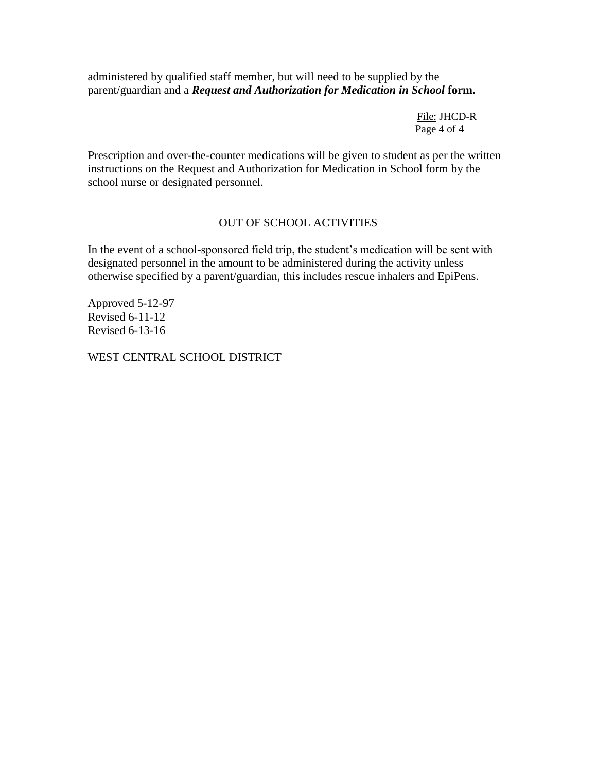administered by qualified staff member, but will need to be supplied by the parent/guardian and a ***Request and Authorization for Medication in School* form.**

Prescription and over-the-counter medications will be given to student as per the written instructions on the Request and Authorization for Medication in School form by the school nurse or designated personnel.

## OUT OF SCHOOL ACTIVITIES

In the event of a school-sponsored field trip, the student's medication will be sent with designated personnel in the amount to be administered during the activity unless otherwise specified by a parent/guardian, this includes rescue inhalers and EpiPens.

Approved 5-12-97
Revised 6-11-12
Revised 6-13-16

WEST CENTRAL SCHOOL DISTRICT